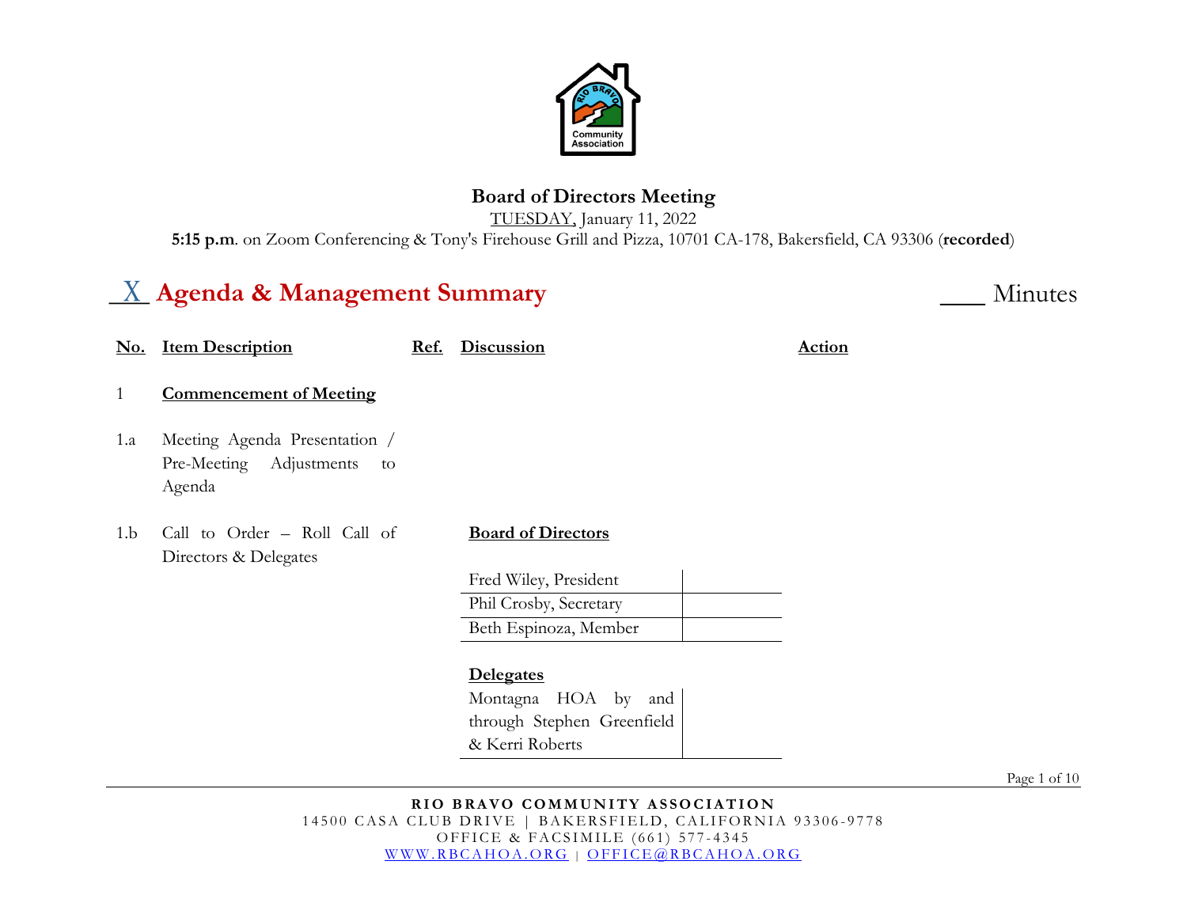## Board of Directors Meeting

TUESDAY, January 11, 2022

**5:15 p.m**. on Zoom Conferencing & Tony's Firehouse Grill and Pizza, 10701 CA-178, Bakersfield, CA 93306 (**recorded**)

# \_X\_ Agenda & Management Summary ____ Minutes

| No. | Item Description | Ref. | Discussion | Action |
|---|---|---|---|---|
| 1 | **Commencement of Meeting** | | | |
| 1.a | Meeting Agenda Presentation / Pre-Meeting Adjustments to Agenda | | | |
| 1.b | Call to Order – Roll Call of Directors & Delegates | | **Board of Directors** | |

| Board of Directors | |
|---|---|
| Fred Wiley, President | |
| Phil Crosby, Secretary | |
| Beth Espinoza, Member | |

| Delegates | |
|---|---|
| Montagna HOA by and through Stephen Greenfield & Kerri Roberts | |

**RIO BRAVO COMMUNITY ASSOCIATION**
14500 CASA CLUB DRIVE | BAKERSFIELD, CALIFORNIA 93306-9778
OFFICE & FACSIMILE (661) 577-4345
WWW.RBCAHOA.ORG | OFFICE@RBCAHOA.ORG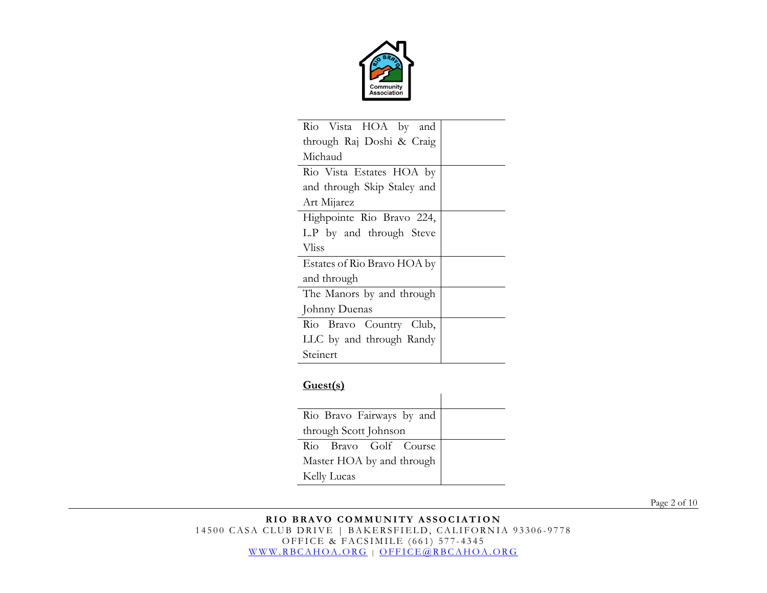| | |
|---|---|
| Rio Vista HOA by and through Raj Doshi & Craig Michaud | |
| Rio Vista Estates HOA by and through Skip Staley and Art Mijarez | |
| Highpointe Rio Bravo 224, L.P by and through Steve Vliss | |
| Estates of Rio Bravo HOA by and through | |
| The Manors by and through Johnny Duenas | |
| Rio Bravo Country Club, LLC by and through Randy Steinert | |

**Guest(s)**

| | |
|---|---|
| Rio Bravo Fairways by and through Scott Johnson | |
| Rio Bravo Golf Course Master HOA by and through Kelly Lucas | |

**RIO BRAVO COMMUNITY ASSOCIATION**
14500 CASA CLUB DRIVE | BAKERSFIELD, CALIFORNIA 93306-9778
OFFICE & FACSIMILE (661) 577-4345
WWW.RBCAHOA.ORG | OFFICE@RBCAHOA.ORG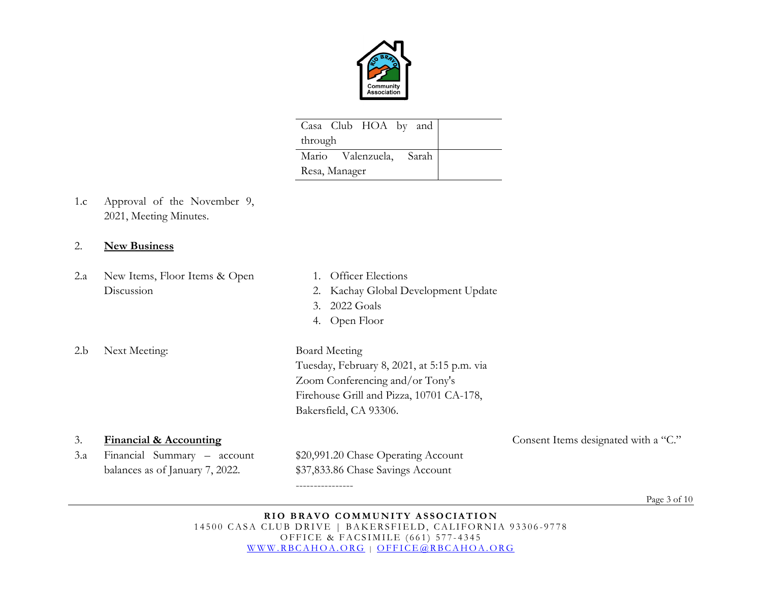| Casa Club HOA by and through | |
|---|---|
| Mario Valenzuela, Sarah Resa, Manager | |

1.c Approval of the November 9, 2021, Meeting Minutes.

2. **New Business**

2.a New Items, Floor Items & Open Discussion

1. Officer Elections
2. Kachay Global Development Update
3. 2022 Goals
4. Open Floor

2.b Next Meeting:

Board Meeting
Tuesday, February 8, 2021, at 5:15 p.m. via Zoom Conferencing and/or Tony's Firehouse Grill and Pizza, 10701 CA-178, Bakersfield, CA 93306.

3. **Financial & Accounting**

Consent Items designated with a "C."

3.a Financial Summary – account balances as of January 7, 2022.

$20,991.20 Chase Operating Account
$37,833.86 Chase Savings Account
----------------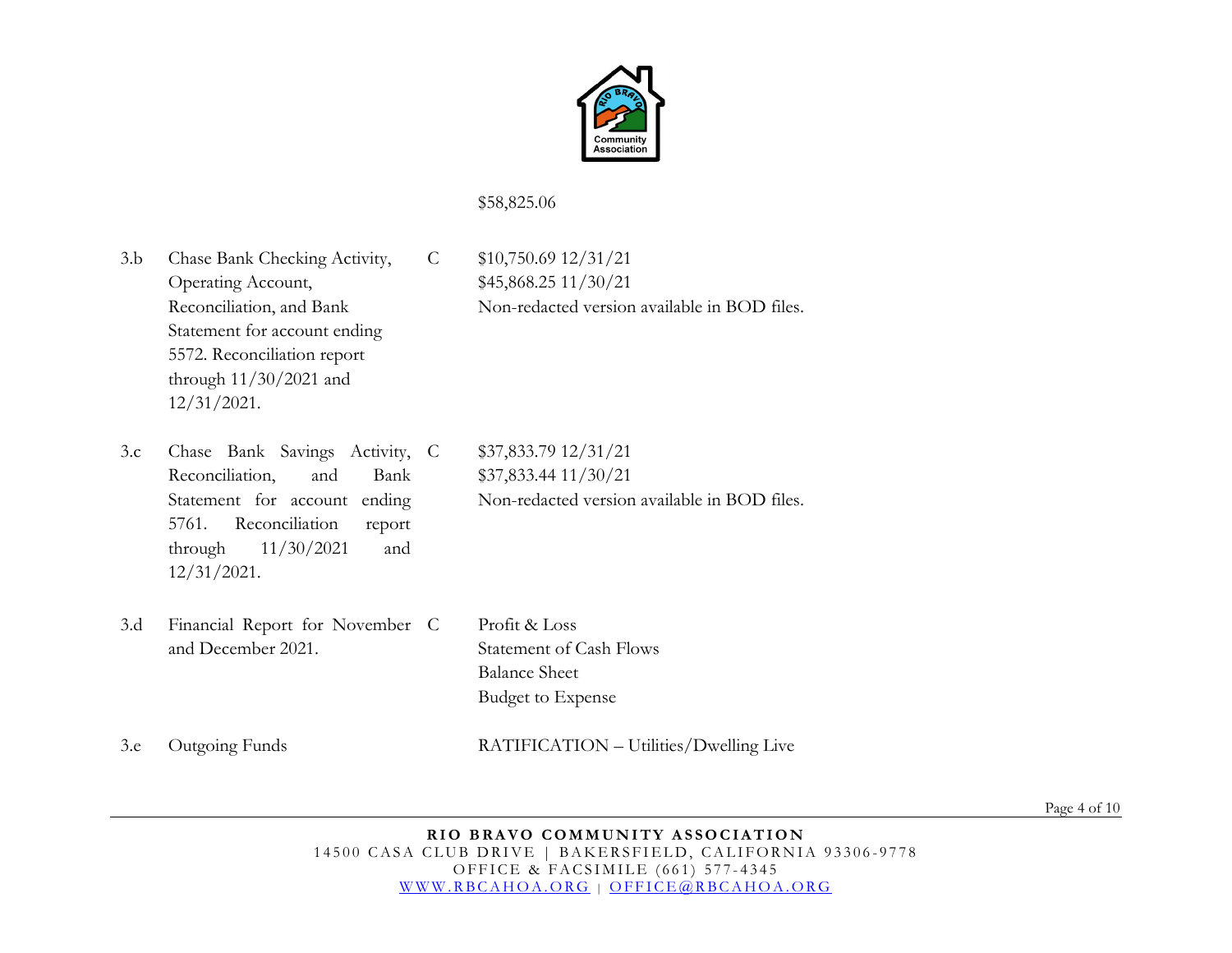| | | | |
|---|---|---|---|
| | | | $58,825.06 |
| 3.b | Chase Bank Checking Activity, Operating Account, Reconciliation, and Bank Statement for account ending 5572. Reconciliation report through 11/30/2021 and 12/31/2021. | C | $10,750.69 12/31/21<br>$45,868.25 11/30/21<br>Non-redacted version available in BOD files. |
| 3.c | Chase Bank Savings Activity, Reconciliation, and Bank Statement for account ending 5761. Reconciliation report through 11/30/2021 and 12/31/2021. | C | $37,833.79 12/31/21<br>$37,833.44 11/30/21<br>Non-redacted version available in BOD files. |
| 3.d | Financial Report for November and December 2021. | C | Profit & Loss<br>Statement of Cash Flows<br>Balance Sheet<br>Budget to Expense |
| 3.e | Outgoing Funds | | RATIFICATION – Utilities/Dwelling Live |

**RIO BRAVO COMMUNITY ASSOCIATION**
14500 CASA CLUB DRIVE | BAKERSFIELD, CALIFORNIA 93306-9778
OFFICE & FACSIMILE (661) 577-4345
WWW.RBCAHOA.ORG | OFFICE@RBCAHOA.ORG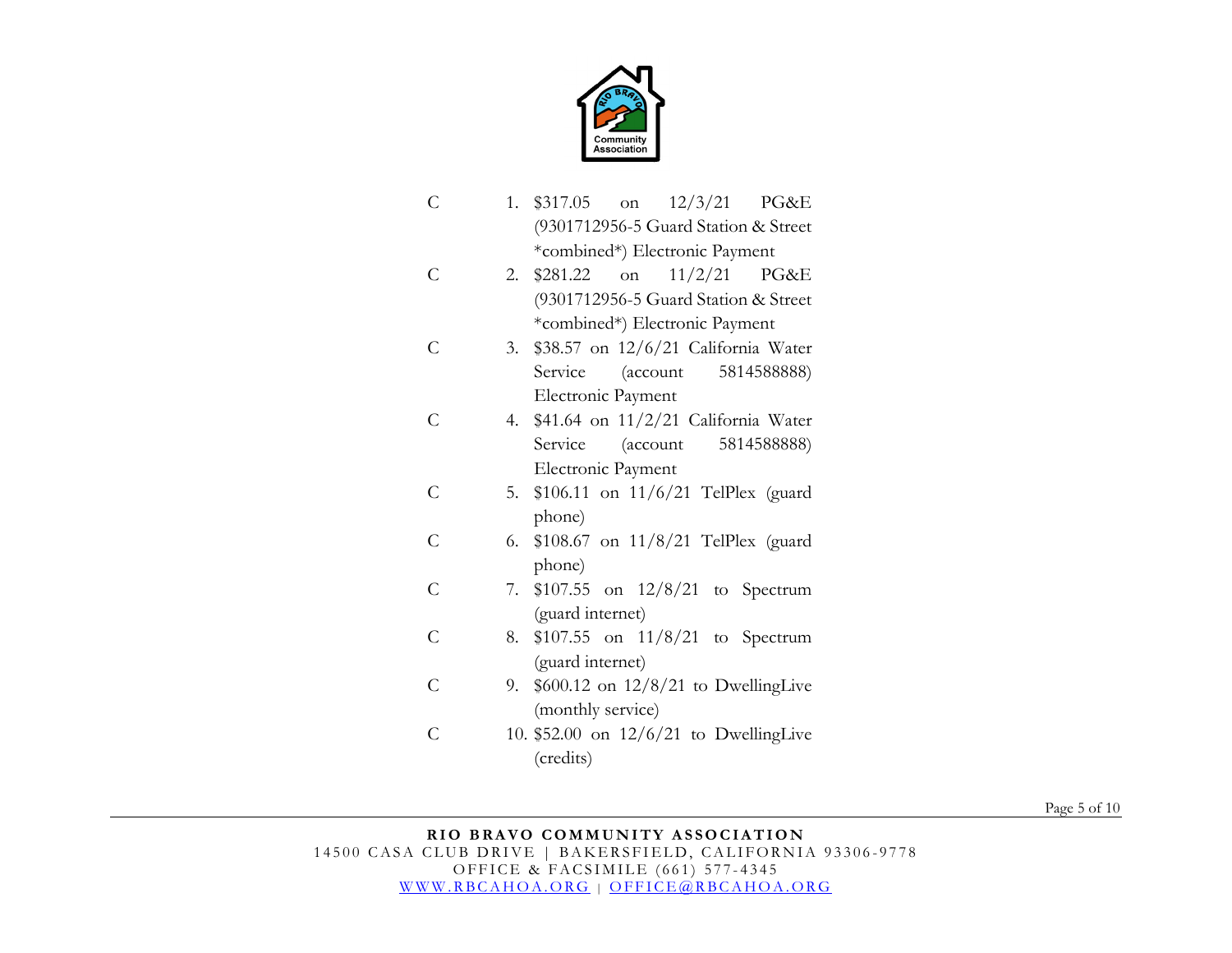C 1. $317.05 on 12/3/21 PG&E (9301712956-5 Guard Station & Street *combined*) Electronic Payment

C 2. $281.22 on 11/2/21 PG&E (9301712956-5 Guard Station & Street *combined*) Electronic Payment

C 3. $38.57 on 12/6/21 California Water Service (account 5814588888) Electronic Payment

C 4. $41.64 on 11/2/21 California Water Service (account 5814588888) Electronic Payment

C 5. $106.11 on 11/6/21 TelPlex (guard phone)

C 6. $108.67 on 11/8/21 TelPlex (guard phone)

C 7. $107.55 on 12/8/21 to Spectrum (guard internet)

C 8. $107.55 on 11/8/21 to Spectrum (guard internet)

C 9. $600.12 on 12/8/21 to DwellingLive (monthly service)

C 10. $52.00 on 12/6/21 to DwellingLive (credits)

**RIO BRAVO COMMUNITY ASSOCIATION**
14500 CASA CLUB DRIVE | BAKERSFIELD, CALIFORNIA 93306-9778
OFFICE & FACSIMILE (661) 577-4345
WWW.RBCAHOA.ORG | OFFICE@RBCAHOA.ORG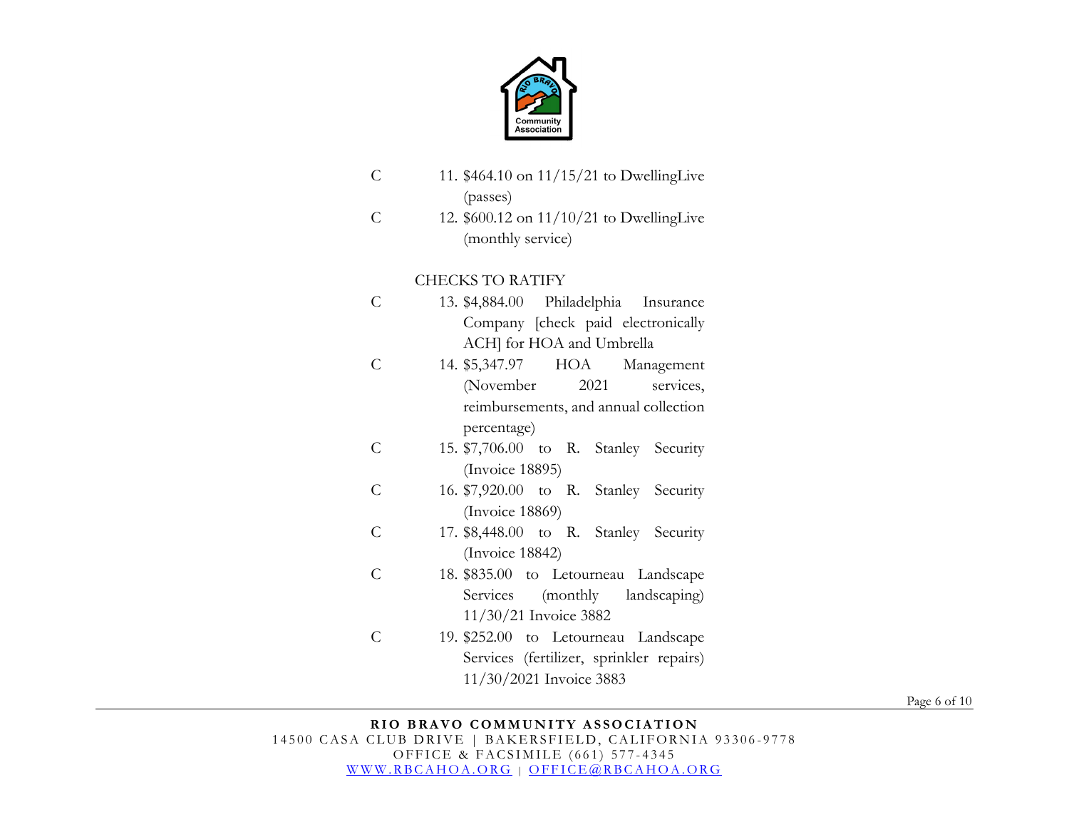C 11. $464.10 on 11/15/21 to DwellingLive (passes)

C 12. $600.12 on 11/10/21 to DwellingLive (monthly service)

CHECKS TO RATIFY

C 13. $4,884.00 Philadelphia Insurance Company [check paid electronically ACH] for HOA and Umbrella

C 14. $5,347.97 HOA Management (November 2021 services, reimbursements, and annual collection percentage)

C 15. $7,706.00 to R. Stanley Security (Invoice 18895)

C 16. $7,920.00 to R. Stanley Security (Invoice 18869)

C 17. $8,448.00 to R. Stanley Security (Invoice 18842)

C 18. $835.00 to Letourneau Landscape Services (monthly landscaping) 11/30/21 Invoice 3882

C 19. $252.00 to Letourneau Landscape Services (fertilizer, sprinkler repairs) 11/30/2021 Invoice 3883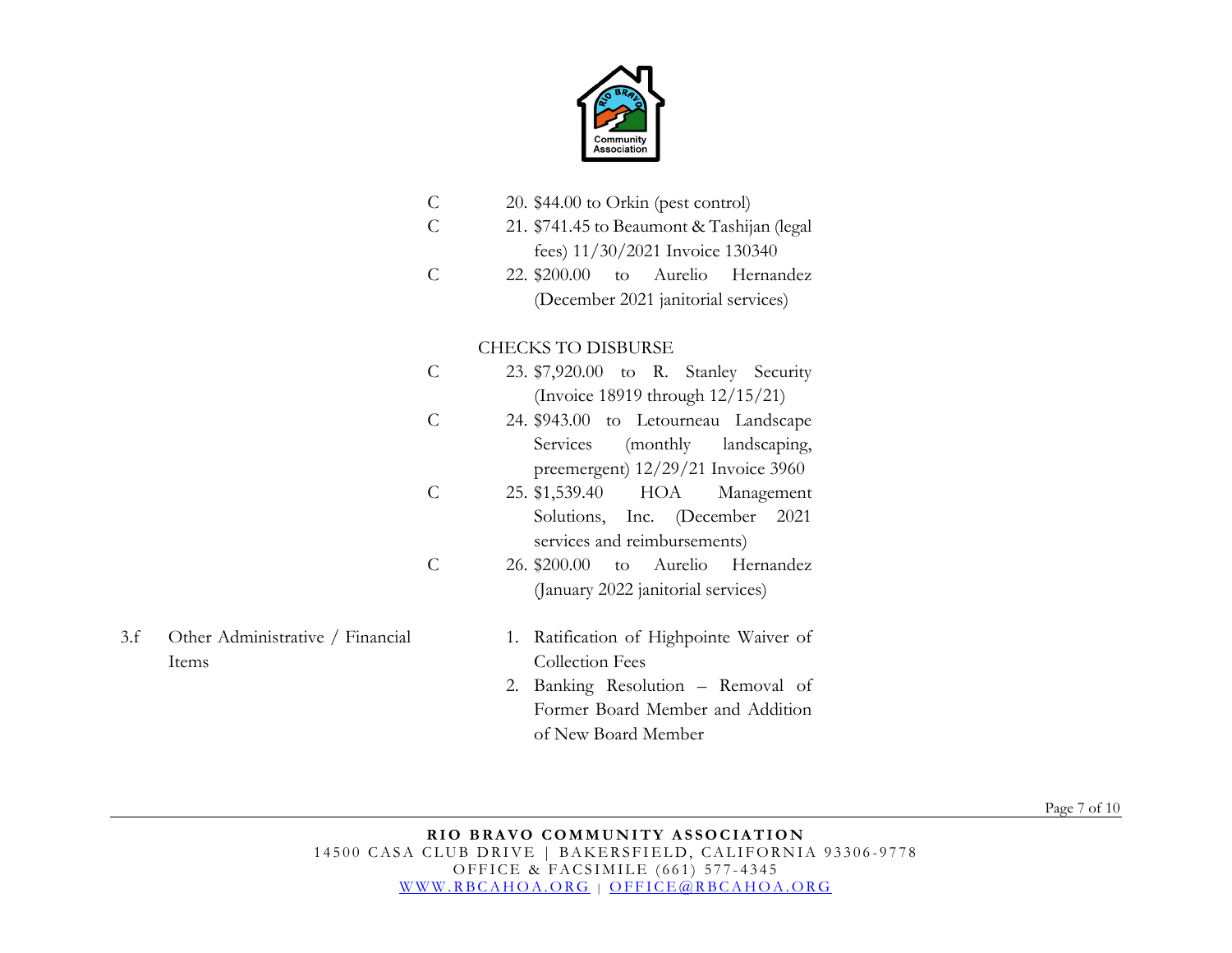C 20. $44.00 to Orkin (pest control)

C 21. $741.45 to Beaumont & Tashijan (legal fees) 11/30/2021 Invoice 130340

C 22. $200.00 to Aurelio Hernandez (December 2021 janitorial services)

CHECKS TO DISBURSE

C 23. $7,920.00 to R. Stanley Security (Invoice 18919 through 12/15/21)

C 24. $943.00 to Letourneau Landscape Services (monthly landscaping, preemergent) 12/29/21 Invoice 3960

C 25. $1,539.40 HOA Management Solutions, Inc. (December 2021 services and reimbursements)

C 26. $200.00 to Aurelio Hernandez (January 2022 janitorial services)

3.f Other Administrative / Financial Items

1. Ratification of Highpointe Waiver of Collection Fees
2. Banking Resolution – Removal of Former Board Member and Addition of New Board Member

**RIO BRAVO COMMUNITY ASSOCIATION**
14500 CASA CLUB DRIVE | BAKERSFIELD, CALIFORNIA 93306-9778
OFFICE & FACSIMILE (661) 577-4345
WWW.RBCAHOA.ORG | OFFICE@RBCAHOA.ORG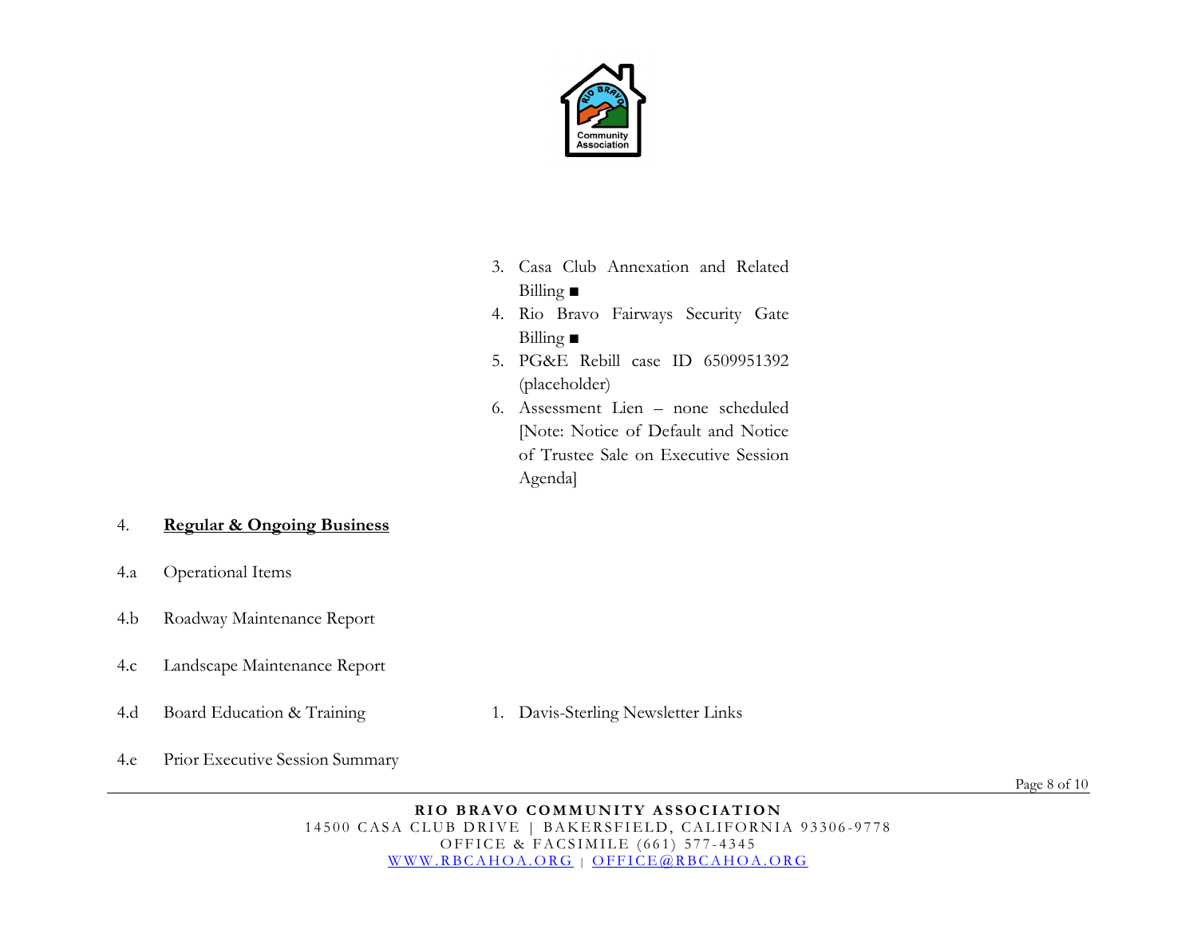3. Casa Club Annexation and Related Billing ■
4. Rio Bravo Fairways Security Gate Billing ■
5. PG&E Rebill case ID 6509951392 (placeholder)
6. Assessment Lien – none scheduled [Note: Notice of Default and Notice of Trustee Sale on Executive Session Agenda]

4. **Regular & Ongoing Business**

4.a Operational Items

4.b Roadway Maintenance Report

4.c Landscape Maintenance Report

4.d Board Education & Training

1. Davis-Sterling Newsletter Links

4.e Prior Executive Session Summary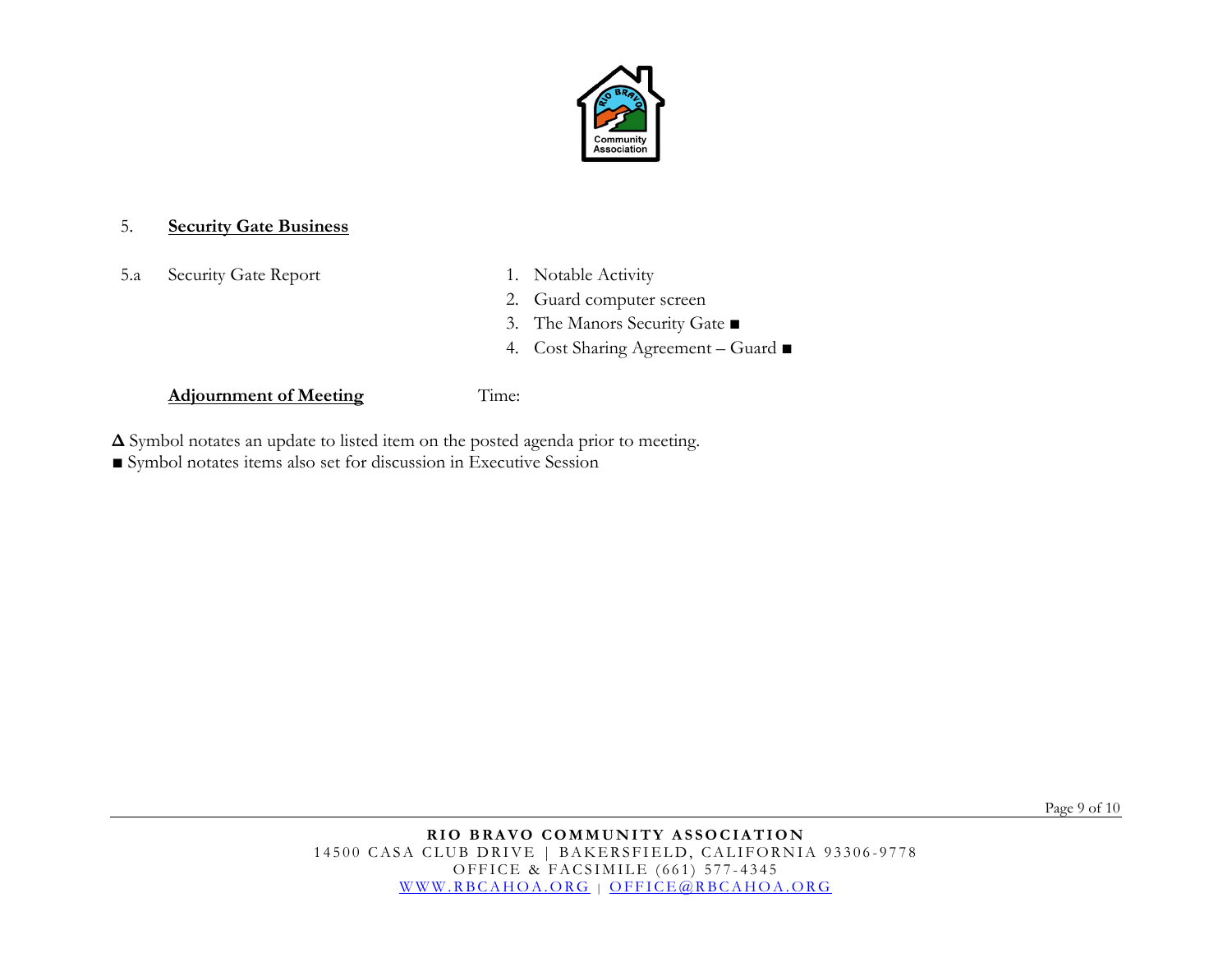5. **Security Gate Business**

5.a Security Gate Report

1. Notable Activity
2. Guard computer screen
3. The Manors Security Gate ■
4. Cost Sharing Agreement – Guard ■

**Adjournment of Meeting** Time:

**Δ** Symbol notates an update to listed item on the posted agenda prior to meeting.
■ Symbol notates items also set for discussion in Executive Session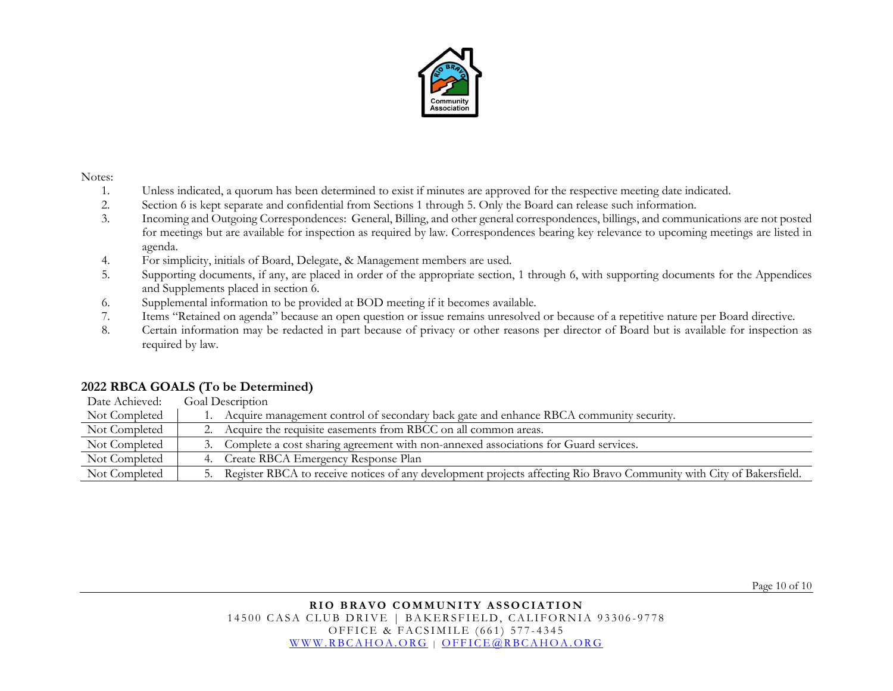Notes:

1. Unless indicated, a quorum has been determined to exist if minutes are approved for the respective meeting date indicated.
2. Section 6 is kept separate and confidential from Sections 1 through 5. Only the Board can release such information.
3. Incoming and Outgoing Correspondences: General, Billing, and other general correspondences, billings, and communications are not posted for meetings but are available for inspection as required by law. Correspondences bearing key relevance to upcoming meetings are listed in agenda.
4. For simplicity, initials of Board, Delegate, & Management members are used.
5. Supporting documents, if any, are placed in order of the appropriate section, 1 through 6, with supporting documents for the Appendices and Supplements placed in section 6.
6. Supplemental information to be provided at BOD meeting if it becomes available.
7. Items "Retained on agenda" because an open question or issue remains unresolved or because of a repetitive nature per Board directive.
8. Certain information may be redacted in part because of privacy or other reasons per director of Board but is available for inspection as required by law.

## 2022 RBCA GOALS (To be Determined)

| Date Achieved: | Goal Description |
|---|---|
| Not Completed | 1. Acquire management control of secondary back gate and enhance RBCA community security. |
| Not Completed | 2. Acquire the requisite easements from RBCC on all common areas. |
| Not Completed | 3. Complete a cost sharing agreement with non-annexed associations for Guard services. |
| Not Completed | 4. Create RBCA Emergency Response Plan |
| Not Completed | 5. Register RBCA to receive notices of any development projects affecting Rio Bravo Community with City of Bakersfield. |

**RIO BRAVO COMMUNITY ASSOCIATION**
14500 CASA CLUB DRIVE | BAKERSFIELD, CALIFORNIA 93306-9778
OFFICE & FACSIMILE (661) 577-4345
WWW.RBCAHOA.ORG | OFFICE@RBCAHOA.ORG